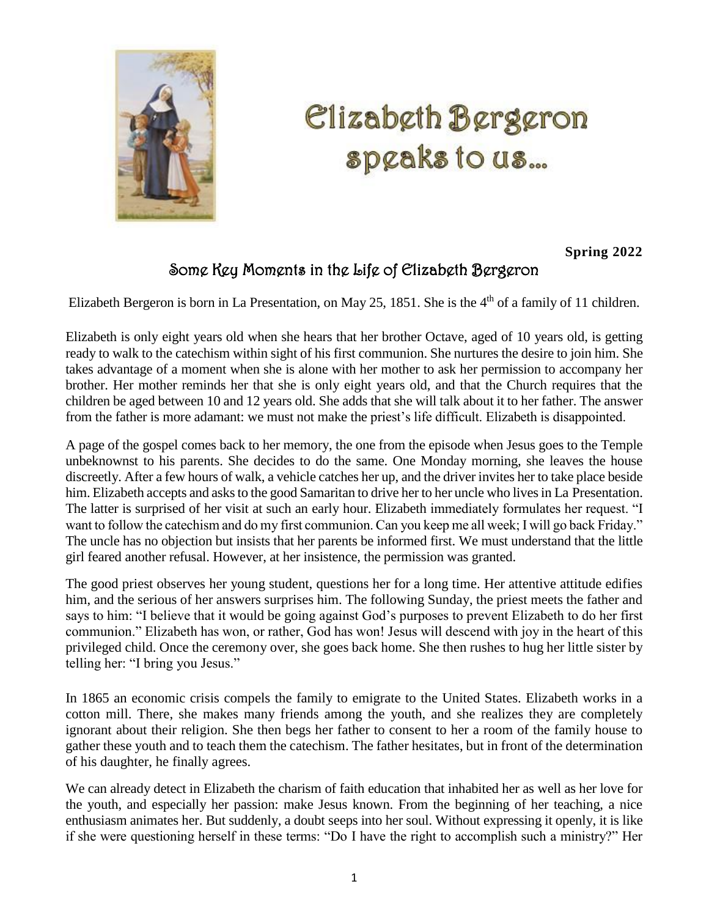# Elizabeth Bergeron speaks to us...

**Spring 2022**

## Some Key Moments in the Life of Elizabeth Bergeron

Elizabeth Bergeron is born in La Presentation, on May 25, 1851. She is the 4th of a family of 11 children.

Elizabeth is only eight years old when she hears that her brother Octave, aged of 10 years old, is getting ready to walk to the catechism within sight of his first communion. She nurtures the desire to join him. She takes advantage of a moment when she is alone with her mother to ask her permission to accompany her brother. Her mother reminds her that she is only eight years old, and that the Church requires that the children be aged between 10 and 12 years old. She adds that she will talk about it to her father. The answer from the father is more adamant: we must not make the priest's life difficult. Elizabeth is disappointed.

A page of the gospel comes back to her memory, the one from the episode when Jesus goes to the Temple unbeknownst to his parents. She decides to do the same. One Monday morning, she leaves the house discreetly. After a few hours of walk, a vehicle catches her up, and the driver invites her to take place beside him. Elizabeth accepts and asks to the good Samaritan to drive her to her uncle who lives in La Presentation. The latter is surprised of her visit at such an early hour. Elizabeth immediately formulates her request. "I want to follow the catechism and do my first communion. Can you keep me all week; I will go back Friday." The uncle has no objection but insists that her parents be informed first. We must understand that the little girl feared another refusal. However, at her insistence, the permission was granted.

The good priest observes her young student, questions her for a long time. Her attentive attitude edifies him, and the serious of her answers surprises him. The following Sunday, the priest meets the father and says to him: "I believe that it would be going against God's purposes to prevent Elizabeth to do her first communion." Elizabeth has won, or rather, God has won! Jesus will descend with joy in the heart of this privileged child. Once the ceremony over, she goes back home. She then rushes to hug her little sister by telling her: "I bring you Jesus."

In 1865 an economic crisis compels the family to emigrate to the United States. Elizabeth works in a cotton mill. There, she makes many friends among the youth, and she realizes they are completely ignorant about their religion. She then begs her father to consent to her a room of the family house to gather these youth and to teach them the catechism. The father hesitates, but in front of the determination of his daughter, he finally agrees.

We can already detect in Elizabeth the charism of faith education that inhabited her as well as her love for the youth, and especially her passion: make Jesus known. From the beginning of her teaching, a nice enthusiasm animates her. But suddenly, a doubt seeps into her soul. Without expressing it openly, it is like if she were questioning herself in these terms: "Do I have the right to accomplish such a ministry?" Her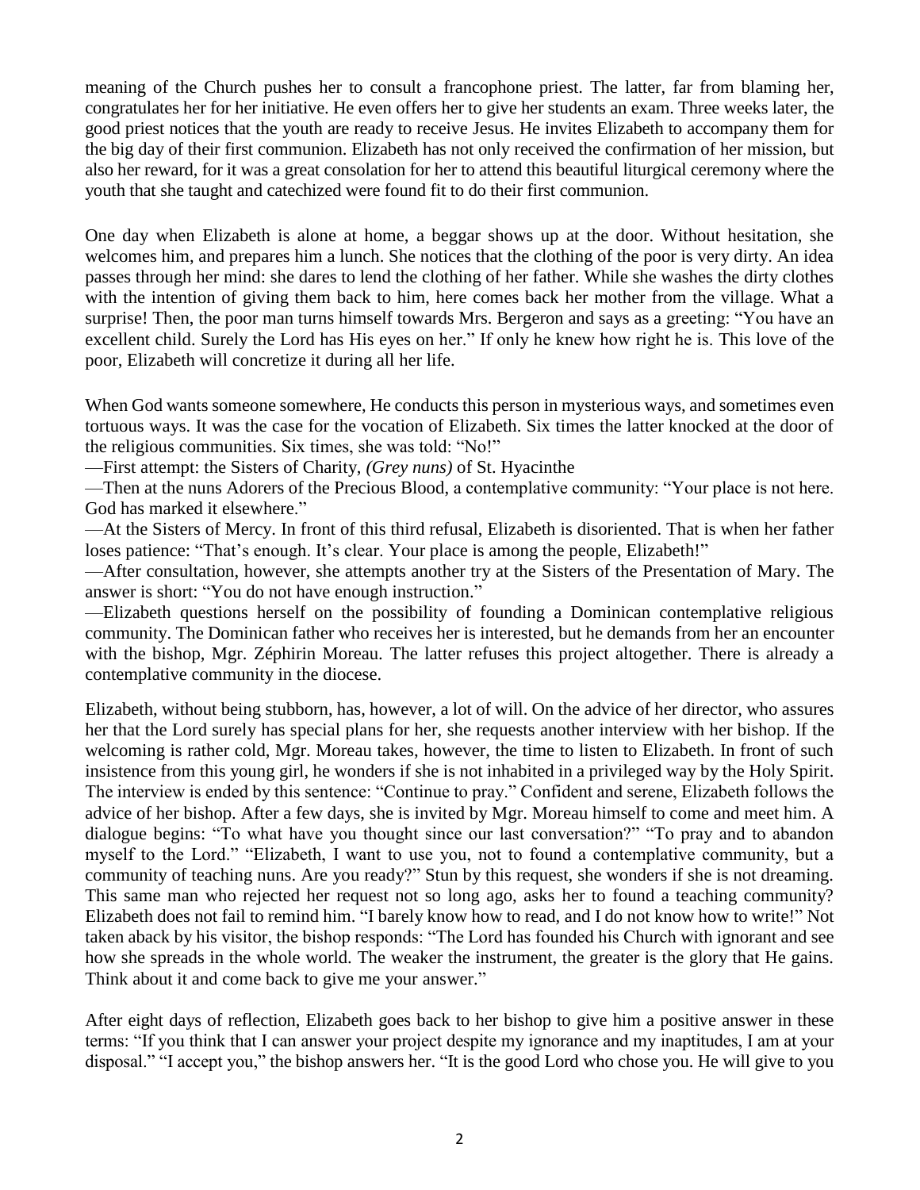meaning of the Church pushes her to consult a francophone priest. The latter, far from blaming her, congratulates her for her initiative. He even offers her to give her students an exam. Three weeks later, the good priest notices that the youth are ready to receive Jesus. He invites Elizabeth to accompany them for the big day of their first communion. Elizabeth has not only received the confirmation of her mission, but also her reward, for it was a great consolation for her to attend this beautiful liturgical ceremony where the youth that she taught and catechized were found fit to do their first communion.

One day when Elizabeth is alone at home, a beggar shows up at the door. Without hesitation, she welcomes him, and prepares him a lunch. She notices that the clothing of the poor is very dirty. An idea passes through her mind: she dares to lend the clothing of her father. While she washes the dirty clothes with the intention of giving them back to him, here comes back her mother from the village. What a surprise! Then, the poor man turns himself towards Mrs. Bergeron and says as a greeting: "You have an excellent child. Surely the Lord has His eyes on her." If only he knew how right he is. This love of the poor, Elizabeth will concretize it during all her life.

When God wants someone somewhere, He conducts this person in mysterious ways, and sometimes even tortuous ways. It was the case for the vocation of Elizabeth. Six times the latter knocked at the door of the religious communities. Six times, she was told: "No!"

—First attempt: the Sisters of Charity, *(Grey nuns)* of St. Hyacinthe

—Then at the nuns Adorers of the Precious Blood, a contemplative community: "Your place is not here. God has marked it elsewhere."

—At the Sisters of Mercy. In front of this third refusal, Elizabeth is disoriented. That is when her father loses patience: "That's enough. It's clear. Your place is among the people, Elizabeth!"

—After consultation, however, she attempts another try at the Sisters of the Presentation of Mary. The answer is short: "You do not have enough instruction."

—Elizabeth questions herself on the possibility of founding a Dominican contemplative religious community. The Dominican father who receives her is interested, but he demands from her an encounter with the bishop, Mgr. Zéphirin Moreau. The latter refuses this project altogether. There is already a contemplative community in the diocese.

Elizabeth, without being stubborn, has, however, a lot of will. On the advice of her director, who assures her that the Lord surely has special plans for her, she requests another interview with her bishop. If the welcoming is rather cold, Mgr. Moreau takes, however, the time to listen to Elizabeth. In front of such insistence from this young girl, he wonders if she is not inhabited in a privileged way by the Holy Spirit. The interview is ended by this sentence: "Continue to pray." Confident and serene, Elizabeth follows the advice of her bishop. After a few days, she is invited by Mgr. Moreau himself to come and meet him. A dialogue begins: "To what have you thought since our last conversation?" "To pray and to abandon myself to the Lord." "Elizabeth, I want to use you, not to found a contemplative community, but a community of teaching nuns. Are you ready?" Stun by this request, she wonders if she is not dreaming. This same man who rejected her request not so long ago, asks her to found a teaching community? Elizabeth does not fail to remind him. "I barely know how to read, and I do not know how to write!" Not taken aback by his visitor, the bishop responds: "The Lord has founded his Church with ignorant and see how she spreads in the whole world. The weaker the instrument, the greater is the glory that He gains. Think about it and come back to give me your answer."

After eight days of reflection, Elizabeth goes back to her bishop to give him a positive answer in these terms: "If you think that I can answer your project despite my ignorance and my inaptitudes, I am at your disposal." "I accept you," the bishop answers her. "It is the good Lord who chose you. He will give to you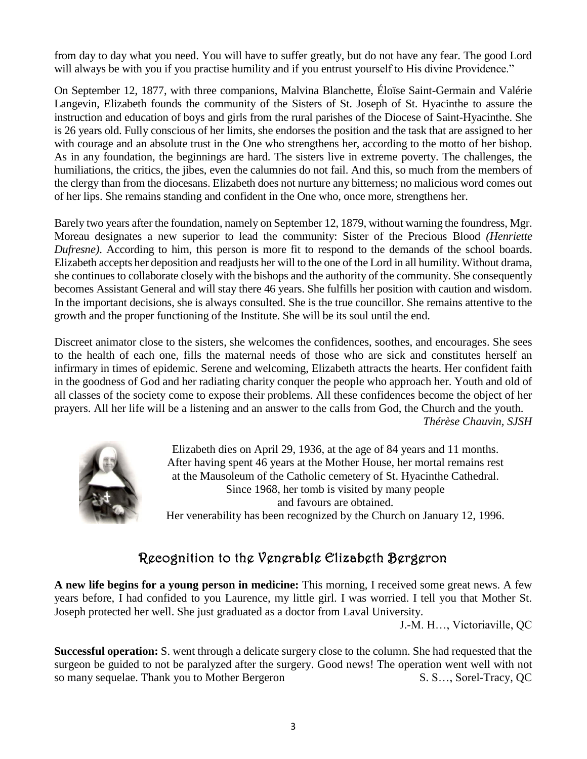from day to day what you need. You will have to suffer greatly, but do not have any fear. The good Lord will always be with you if you practise humility and if you entrust yourself to His divine Providence."

On September 12, 1877, with three companions, Malvina Blanchette, Éloïse Saint-Germain and Valérie Langevin, Elizabeth founds the community of the Sisters of St. Joseph of St. Hyacinthe to assure the instruction and education of boys and girls from the rural parishes of the Diocese of Saint-Hyacinthe. She is 26 years old. Fully conscious of her limits, she endorses the position and the task that are assigned to her with courage and an absolute trust in the One who strengthens her, according to the motto of her bishop. As in any foundation, the beginnings are hard. The sisters live in extreme poverty. The challenges, the humiliations, the critics, the jibes, even the calumnies do not fail. And this, so much from the members of the clergy than from the diocesans. Elizabeth does not nurture any bitterness; no malicious word comes out of her lips. She remains standing and confident in the One who, once more, strengthens her.

Barely two years after the foundation, namely on September 12, 1879, without warning the foundress, Mgr. Moreau designates a new superior to lead the community: Sister of the Precious Blood *(Henriette Dufresne)*. According to him, this person is more fit to respond to the demands of the school boards. Elizabeth accepts her deposition and readjusts her will to the one of the Lord in all humility. Without drama, she continues to collaborate closely with the bishops and the authority of the community. She consequently becomes Assistant General and will stay there 46 years. She fulfills her position with caution and wisdom. In the important decisions, she is always consulted. She is the true councillor. She remains attentive to the growth and the proper functioning of the Institute. She will be its soul until the end.

Discreet animator close to the sisters, she welcomes the confidences, soothes, and encourages. She sees to the health of each one, fills the maternal needs of those who are sick and constitutes herself an infirmary in times of epidemic. Serene and welcoming, Elizabeth attracts the hearts. Her confident faith in the goodness of God and her radiating charity conquer the people who approach her. Youth and old of all classes of the society come to expose their problems. All these confidences become the object of her prayers. All her life will be a listening and an answer to the calls from God, the Church and the youth.

*Thérèse Chauvin, SJSH*

Elizabeth dies on April 29, 1936, at the age of 84 years and 11 months.
After having spent 46 years at the Mother House, her mortal remains rest at the Mausoleum of the Catholic cemetery of St. Hyacinthe Cathedral.
Since 1968, her tomb is visited by many people and favours are obtained.
Her venerability has been recognized by the Church on January 12, 1996.

## Recognition to the Venerable Elizabeth Bergeron

**A new life begins for a young person in medicine:** This morning, I received some great news. A few years before, I had confided to you Laurence, my little girl. I was worried. I tell you that Mother St. Joseph protected her well. She just graduated as a doctor from Laval University.

J.-M. H…, Victoriaville, QC

**Successful operation:** S. went through a delicate surgery close to the column. She had requested that the surgeon be guided to not be paralyzed after the surgery. Good news! The operation went well with not so many sequelae. Thank you to Mother Bergeron

S. S…, Sorel-Tracy, QC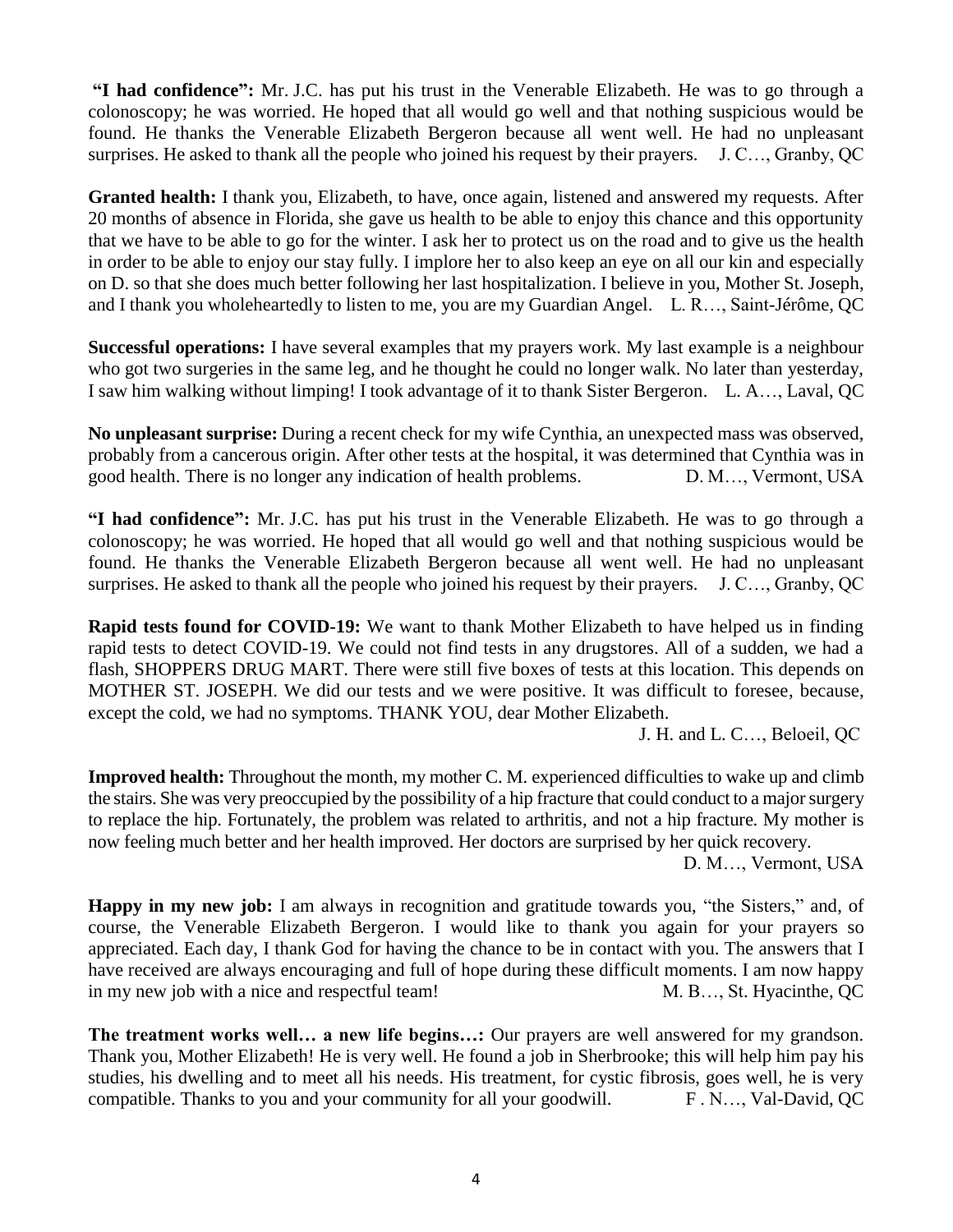**"I had confidence":** Mr. J.C. has put his trust in the Venerable Elizabeth. He was to go through a colonoscopy; he was worried. He hoped that all would go well and that nothing suspicious would be found. He thanks the Venerable Elizabeth Bergeron because all went well. He had no unpleasant surprises. He asked to thank all the people who joined his request by their prayers. J. C…, Granby, QC

**Granted health:** I thank you, Elizabeth, to have, once again, listened and answered my requests. After 20 months of absence in Florida, she gave us health to be able to enjoy this chance and this opportunity that we have to be able to go for the winter. I ask her to protect us on the road and to give us the health in order to be able to enjoy our stay fully. I implore her to also keep an eye on all our kin and especially on D. so that she does much better following her last hospitalization. I believe in you, Mother St. Joseph, and I thank you wholeheartedly to listen to me, you are my Guardian Angel. L. R…, Saint-Jérôme, QC

**Successful operations:** I have several examples that my prayers work. My last example is a neighbour who got two surgeries in the same leg, and he thought he could no longer walk. No later than yesterday, I saw him walking without limping! I took advantage of it to thank Sister Bergeron. L. A…, Laval, QC

**No unpleasant surprise:** During a recent check for my wife Cynthia, an unexpected mass was observed, probably from a cancerous origin. After other tests at the hospital, it was determined that Cynthia was in good health. There is no longer any indication of health problems. D. M…, Vermont, USA

**"I had confidence":** Mr. J.C. has put his trust in the Venerable Elizabeth. He was to go through a colonoscopy; he was worried. He hoped that all would go well and that nothing suspicious would be found. He thanks the Venerable Elizabeth Bergeron because all went well. He had no unpleasant surprises. He asked to thank all the people who joined his request by their prayers. J. C…, Granby, QC

**Rapid tests found for COVID-19:** We want to thank Mother Elizabeth to have helped us in finding rapid tests to detect COVID-19. We could not find tests in any drugstores. All of a sudden, we had a flash, SHOPPERS DRUG MART. There were still five boxes of tests at this location. This depends on MOTHER ST. JOSEPH. We did our tests and we were positive. It was difficult to foresee, because, except the cold, we had no symptoms. THANK YOU, dear Mother Elizabeth.

J. H. and L. C…, Beloeil, QC

**Improved health:** Throughout the month, my mother C. M. experienced difficulties to wake up and climb the stairs. She was very preoccupied by the possibility of a hip fracture that could conduct to a major surgery to replace the hip. Fortunately, the problem was related to arthritis, and not a hip fracture. My mother is now feeling much better and her health improved. Her doctors are surprised by her quick recovery.

D. M…, Vermont, USA

**Happy in my new job:** I am always in recognition and gratitude towards you, "the Sisters," and, of course, the Venerable Elizabeth Bergeron. I would like to thank you again for your prayers so appreciated. Each day, I thank God for having the chance to be in contact with you. The answers that I have received are always encouraging and full of hope during these difficult moments. I am now happy in my new job with a nice and respectful team! M. B…, St. Hyacinthe, QC

**The treatment works well… a new life begins…:** Our prayers are well answered for my grandson. Thank you, Mother Elizabeth! He is very well. He found a job in Sherbrooke; this will help him pay his studies, his dwelling and to meet all his needs. His treatment, for cystic fibrosis, goes well, he is very compatible. Thanks to you and your community for all your goodwill. F . N…, Val-David, QC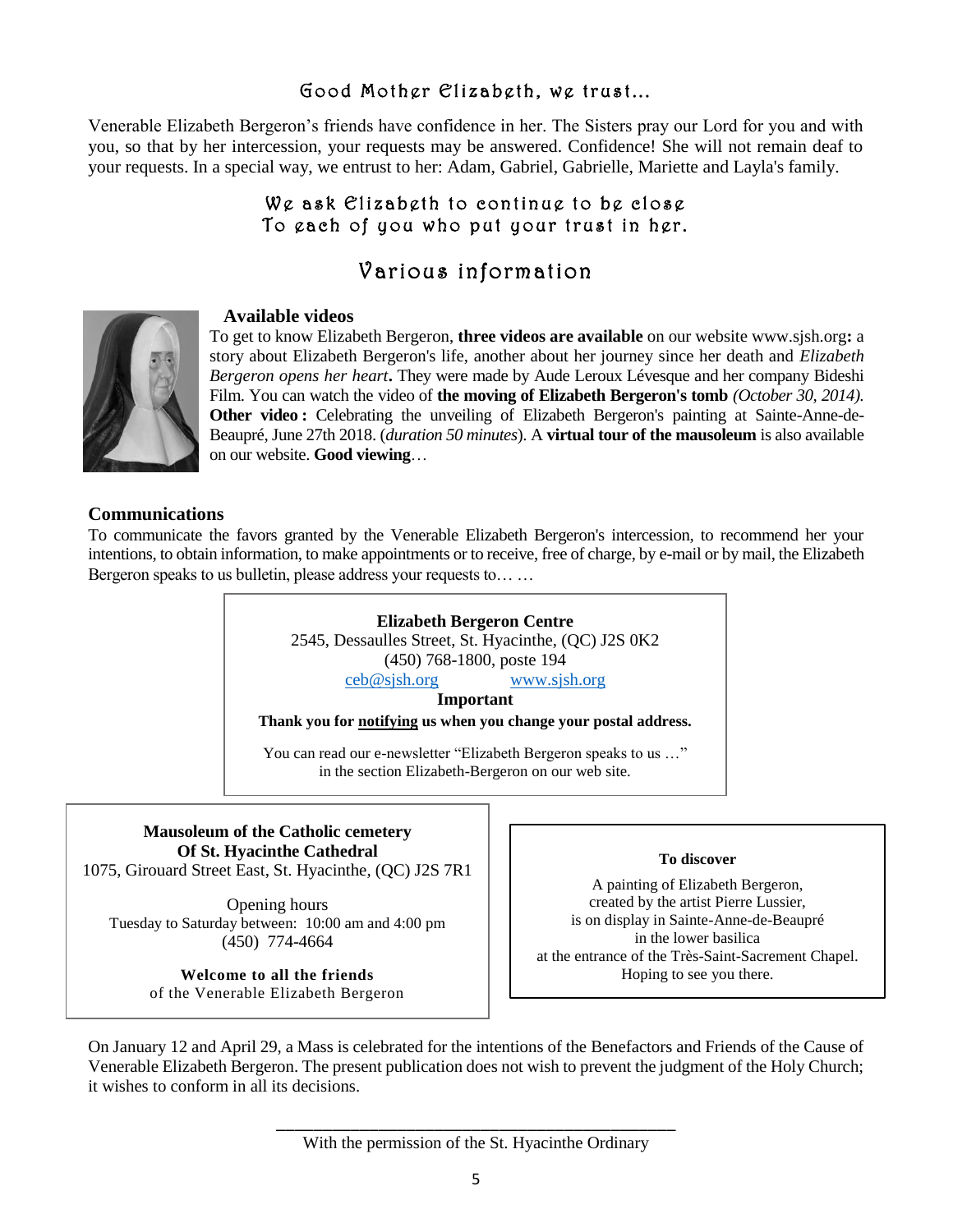## Good Mother Elizabeth, we trust…

Venerable Elizabeth Bergeron's friends have confidence in her. The Sisters pray our Lord for you and with you, so that by her intercession, your requests may be answered. Confidence! She will not remain deaf to your requests. In a special way, we entrust to her: Adam, Gabriel, Gabrielle, Mariette and Layla's family.

We ask Elizabeth to continue to be close
To each of you who put your trust in her.

## Various information

**Available videos**

To get to know Elizabeth Bergeron, **three videos are available** on our website www.sjsh.org**:** a story about Elizabeth Bergeron's life, another about her journey since her death and *Elizabeth Bergeron opens her heart***.** They were made by Aude Leroux Lévesque and her company Bideshi Film. You can watch the video of **the moving of Elizabeth Bergeron's tomb** *(October 30, 2014).* **Other video :** Celebrating the unveiling of Elizabeth Bergeron's painting at Sainte-Anne-de-Beaupré, June 27th 2018. (*duration 50 minutes*). A **virtual tour of the mausoleum** is also available on our website. **Good viewing**…

**Communications**

To communicate the favors granted by the Venerable Elizabeth Bergeron's intercession, to recommend her your intentions, to obtain information, to make appointments or to receive, free of charge, by e-mail or by mail, the Elizabeth Bergeron speaks to us bulletin, please address your requests to… …

**Elizabeth Bergeron Centre**
2545, Dessaulles Street, St. Hyacinthe, (QC) J2S 0K2
(450) 768-1800, poste 194
ceb@sjsh.org www.sjsh.org

**Important**

**Thank you for notifying us when you change your postal address.**

You can read our e-newsletter "Elizabeth Bergeron speaks to us …" in the section Elizabeth-Bergeron on our web site.

**Mausoleum of the Catholic cemetery**
**Of St. Hyacinthe Cathedral**
1075, Girouard Street East, St. Hyacinthe, (QC) J2S 7R1

Opening hours
Tuesday to Saturday between: 10:00 am and 4:00 pm
(450) 774-4664

**Welcome to all the friends**
of the Venerable Elizabeth Bergeron

**To discover**

A painting of Elizabeth Bergeron, created by the artist Pierre Lussier, is on display in Sainte-Anne-de-Beaupré in the lower basilica at the entrance of the Très-Saint-Sacrement Chapel. Hoping to see you there.

On January 12 and April 29, a Mass is celebrated for the intentions of the Benefactors and Friends of the Cause of Venerable Elizabeth Bergeron. The present publication does not wish to prevent the judgment of the Holy Church; it wishes to conform in all its decisions.

---

With the permission of the St. Hyacinthe Ordinary